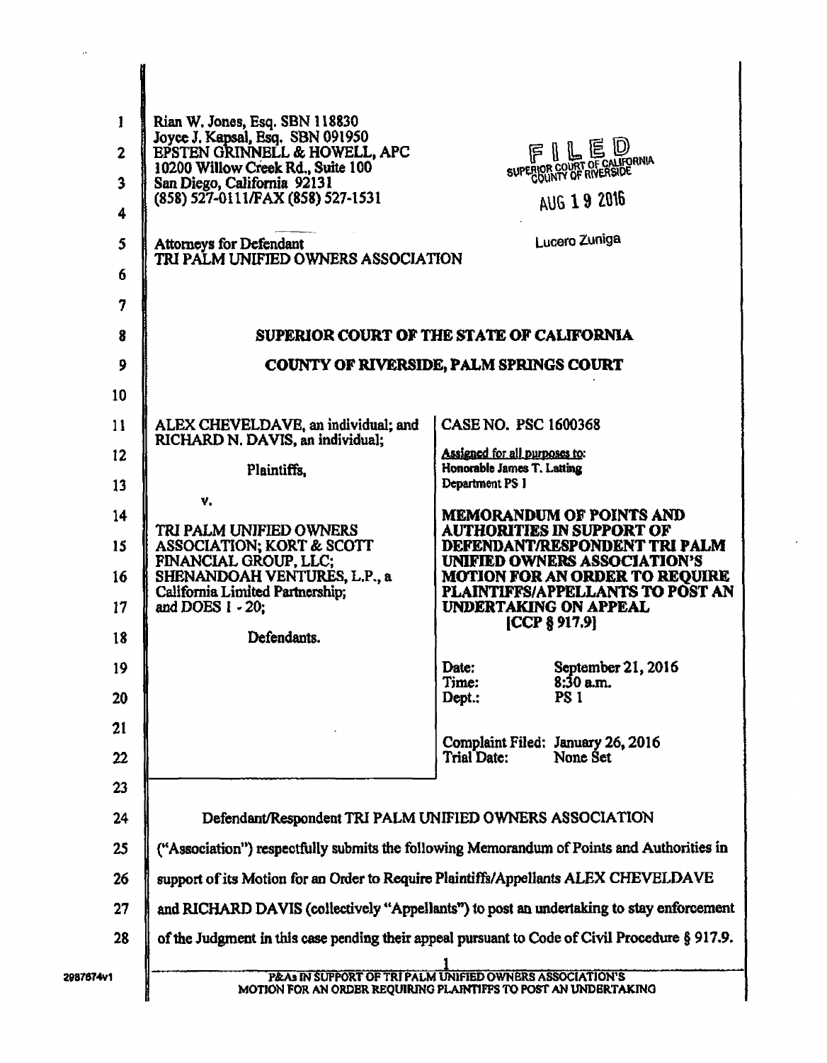Rian W. Jones, Esq. SBN 118830
Joyce J. Kapsal, Esq. SBN 091950
EPSTEN GRINNELL & HOWELL, APC
10200 Willow Creek Rd., Suite 100
San Diego, California 92131
(858) 527-0111/FAX (858) 527-1531

Attorneys for Defendant
TRI PALM UNIFIED OWNERS ASSOCIATION

FILED
SUPERIOR COURT OF CALIFORNIA
COUNTY OF RIVERSIDE
AUG 19 2016
Lucero Zuniga

**SUPERIOR COURT OF THE STATE OF CALIFORNIA**

**COUNTY OF RIVERSIDE, PALM SPRINGS COURT**

| | |
|---|---|
| ALEX CHEVELDAVE, an individual; and RICHARD N. DAVIS, an individual;<br><br>Plaintiffs,<br><br>v.<br><br>TRI PALM UNIFIED OWNERS ASSOCIATION; KORT & SCOTT FINANCIAL GROUP, LLC; SHENANDOAH VENTURES, L.P., a California Limited Partnership; and DOES 1 - 20;<br><br>Defendants. | CASE NO. PSC 1600368<br><br>Assigned for all purposes to:<br>Honorable James T. Latting<br>Department PS 1<br><br>**MEMORANDUM OF POINTS AND AUTHORITIES IN SUPPORT OF DEFENDANT/RESPONDENT TRI PALM UNIFIED OWNERS ASSOCIATION'S MOTION FOR AN ORDER TO REQUIRE PLAINTIFFS/APPELLANTS TO POST AN UNDERTAKING ON APPEAL [CCP § 917.9]**<br><br>Date: September 21, 2016<br>Time: 8:30 a.m.<br>Dept.: PS 1<br><br>Complaint Filed: January 26, 2016<br>Trial Date: None Set |

Defendant/Respondent TRI PALM UNIFIED OWNERS ASSOCIATION ("Association") respectfully submits the following Memorandum of Points and Authorities in support of its Motion for an Order to Require Plaintiffs/Appellants ALEX CHEVELDAVE and RICHARD DAVIS (collectively "Appellants") to post an undertaking to stay enforcement of the Judgment in this case pending their appeal pursuant to Code of Civil Procedure § 917.9.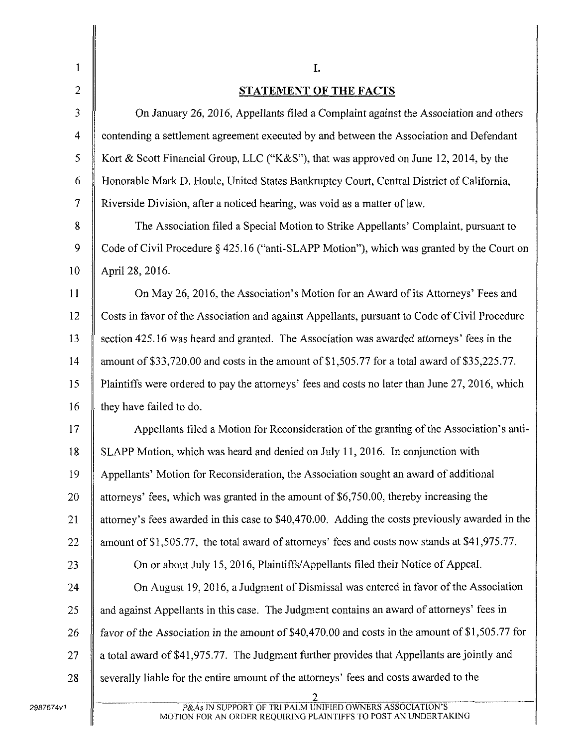# I.

## STATEMENT OF THE FACTS

On January 26, 2016, Appellants filed a Complaint against the Association and others contending a settlement agreement executed by and between the Association and Defendant Kort & Scott Financial Group, LLC ("K&S"), that was approved on June 12, 2014, by the Honorable Mark D. Houle, United States Bankruptcy Court, Central District of California, Riverside Division, after a noticed hearing, was void as a matter of law.

The Association filed a Special Motion to Strike Appellants' Complaint, pursuant to Code of Civil Procedure § 425.16 ("anti-SLAPP Motion"), which was granted by the Court on April 28, 2016.

On May 26, 2016, the Association's Motion for an Award of its Attorneys' Fees and Costs in favor of the Association and against Appellants, pursuant to Code of Civil Procedure section 425.16 was heard and granted. The Association was awarded attorneys' fees in the amount of $33,720.00 and costs in the amount of $1,505.77 for a total award of $35,225.77. Plaintiffs were ordered to pay the attorneys' fees and costs no later than June 27, 2016, which they have failed to do.

Appellants filed a Motion for Reconsideration of the granting of the Association's anti-SLAPP Motion, which was heard and denied on July 11, 2016. In conjunction with Appellants' Motion for Reconsideration, the Association sought an award of additional attorneys' fees, which was granted in the amount of $6,750.00, thereby increasing the attorney's fees awarded in this case to $40,470.00. Adding the costs previously awarded in the amount of $1,505.77, the total award of attorneys' fees and costs now stands at $41,975.77.

On or about July 15, 2016, Plaintiffs/Appellants filed their Notice of Appeal.

On August 19, 2016, a Judgment of Dismissal was entered in favor of the Association and against Appellants in this case. The Judgment contains an award of attorneys' fees in favor of the Association in the amount of $40,470.00 and costs in the amount of $1,505.77 for a total award of $41,975.77. The Judgment further provides that Appellants are jointly and severally liable for the entire amount of the attorneys' fees and costs awarded to the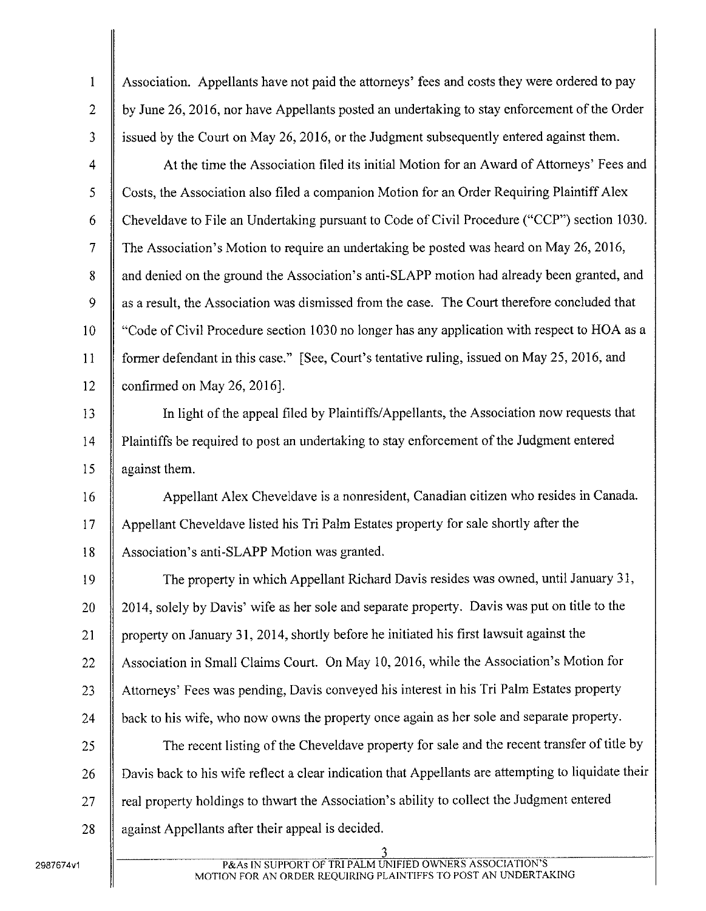Association. Appellants have not paid the attorneys' fees and costs they were ordered to pay by June 26, 2016, nor have Appellants posted an undertaking to stay enforcement of the Order issued by the Court on May 26, 2016, or the Judgment subsequently entered against them.

At the time the Association filed its initial Motion for an Award of Attorneys' Fees and Costs, the Association also filed a companion Motion for an Order Requiring Plaintiff Alex Cheveldave to File an Undertaking pursuant to Code of Civil Procedure ("CCP") section 1030. The Association's Motion to require an undertaking be posted was heard on May 26, 2016, and denied on the ground the Association's anti-SLAPP motion had already been granted, and as a result, the Association was dismissed from the case. The Court therefore concluded that "Code of Civil Procedure section 1030 no longer has any application with respect to HOA as a former defendant in this case." [See, Court's tentative ruling, issued on May 25, 2016, and confirmed on May 26, 2016].

In light of the appeal filed by Plaintiffs/Appellants, the Association now requests that Plaintiffs be required to post an undertaking to stay enforcement of the Judgment entered against them.

Appellant Alex Cheveldave is a nonresident, Canadian citizen who resides in Canada. Appellant Cheveldave listed his Tri Palm Estates property for sale shortly after the Association's anti-SLAPP Motion was granted.

The property in which Appellant Richard Davis resides was owned, until January 31, 2014, solely by Davis' wife as her sole and separate property. Davis was put on title to the property on January 31, 2014, shortly before he initiated his first lawsuit against the Association in Small Claims Court. On May 10, 2016, while the Association's Motion for Attorneys' Fees was pending, Davis conveyed his interest in his Tri Palm Estates property back to his wife, who now owns the property once again as her sole and separate property.

The recent listing of the Cheveldave property for sale and the recent transfer of title by Davis back to his wife reflect a clear indication that Appellants are attempting to liquidate their real property holdings to thwart the Association's ability to collect the Judgment entered against Appellants after their appeal is decided.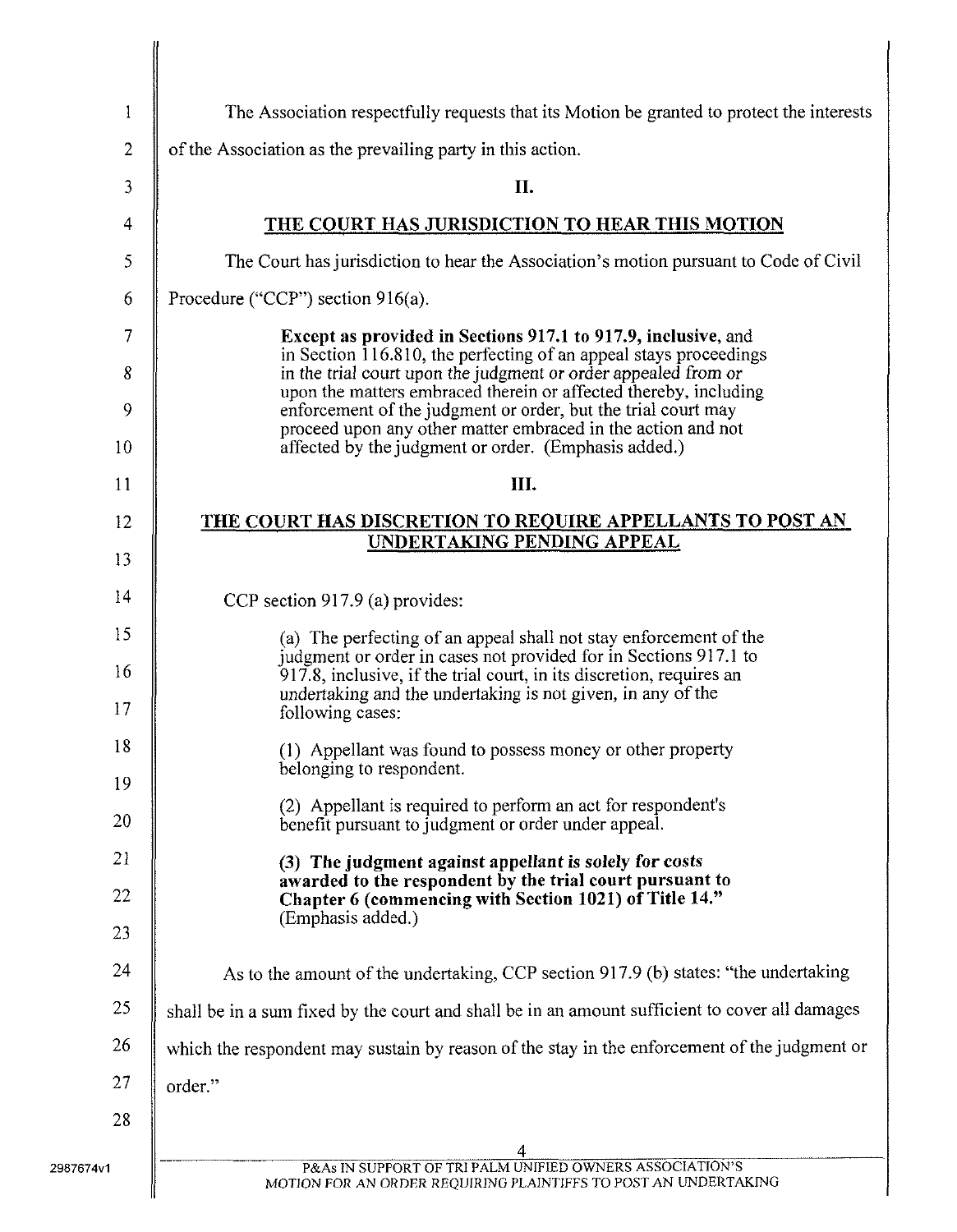The Association respectfully requests that its Motion be granted to protect the interests of the Association as the prevailing party in this action.

## II.

## THE COURT HAS JURISDICTION TO HEAR THIS MOTION

The Court has jurisdiction to hear the Association's motion pursuant to Code of Civil Procedure ("CCP") section 916(a).

> **Except as provided in Sections 917.1 to 917.9, inclusive,** and in Section 116.810, the perfecting of an appeal stays proceedings *in the trial court upon the judgment or order appealed from or* upon the matters embraced therein or affected thereby, including enforcement of the judgment or order, but the trial court may proceed upon any other matter embraced in the action and not affected by the judgment or order. (Emphasis added.)

## III.

## THE COURT HAS DISCRETION TO REQUIRE APPELLANTS TO POST AN UNDERTAKING PENDING APPEAL

CCP section 917.9 (a) provides:

> (a) The perfecting of an appeal shall not stay enforcement of the judgment or order in cases not provided for in Sections 917.1 to 917.8, inclusive, if the trial court, in its discretion, requires an undertaking and the undertaking is not given, in any of the following cases:
>
> (1) Appellant was found to possess money or other property belonging to respondent.
>
> (2) Appellant is required to perform an act for respondent's benefit pursuant to judgment or order under appeal.
>
> **(3) The judgment against appellant is solely for costs awarded to the respondent by the trial court pursuant to Chapter 6 (commencing with Section 1021) of Title 14."** (Emphasis added.)

As to the amount of the undertaking, CCP section 917.9 (b) states: "the undertaking shall be in a sum fixed by the court and shall be in an amount sufficient to cover all damages which the respondent may sustain by reason of the stay in the enforcement of the judgment or order."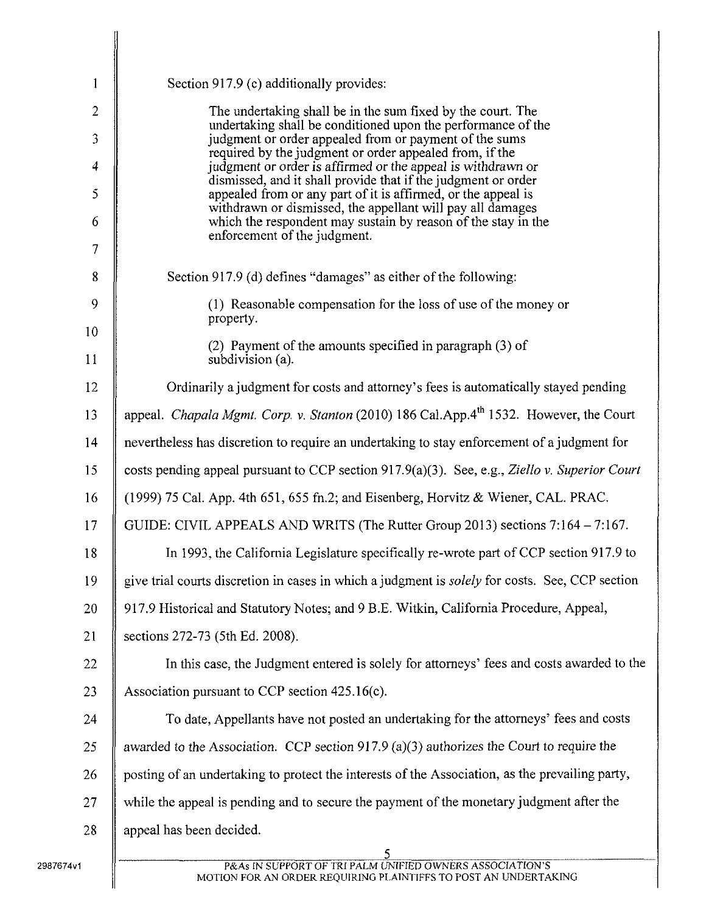Section 917.9 (c) additionally provides:

> The undertaking shall be in the sum fixed by the court. The undertaking shall be conditioned upon the performance of the judgment or order appealed from or payment of the sums required by the judgment or order appealed from, if the judgment or order is affirmed or the appeal is withdrawn or dismissed, and it shall provide that if the judgment or order appealed from or any part of it is affirmed, or the appeal is withdrawn or dismissed, the appellant will pay all damages which the respondent may sustain by reason of the stay in the enforcement of the judgment.

Section 917.9 (d) defines "damages" as either of the following:

> (1) Reasonable compensation for the loss of use of the money or property.
>
> (2) Payment of the amounts specified in paragraph (3) of subdivision (a).

Ordinarily a judgment for costs and attorney's fees is automatically stayed pending appeal. *Chapala Mgmt. Corp. v. Stanton* (2010) 186 Cal.App.4th 1532. However, the Court nevertheless has discretion to require an undertaking to stay enforcement of a judgment for costs pending appeal pursuant to CCP section 917.9(a)(3). See, e.g., *Ziello v. Superior Court* (1999) 75 Cal. App. 4th 651, 655 fn.2; and Eisenberg, Horvitz & Wiener, CAL. PRAC. GUIDE: CIVIL APPEALS AND WRITS (The Rutter Group 2013) sections 7:164 – 7:167.

In 1993, the California Legislature specifically re-wrote part of CCP section 917.9 to give trial courts discretion in cases in which a judgment is *solely* for costs. See, CCP section 917.9 Historical and Statutory Notes; and 9 B.E. Witkin, California Procedure, Appeal, sections 272-73 (5th Ed. 2008).

In this case, the Judgment entered is solely for attorneys' fees and costs awarded to the Association pursuant to CCP section 425.16(c).

To date, Appellants have not posted an undertaking for the attorneys' fees and costs awarded to the Association. CCP section 917.9 (a)(3) authorizes the Court to require the posting of an undertaking to protect the interests of the Association, as the prevailing party, while the appeal is pending and to secure the payment of the monetary judgment after the appeal has been decided.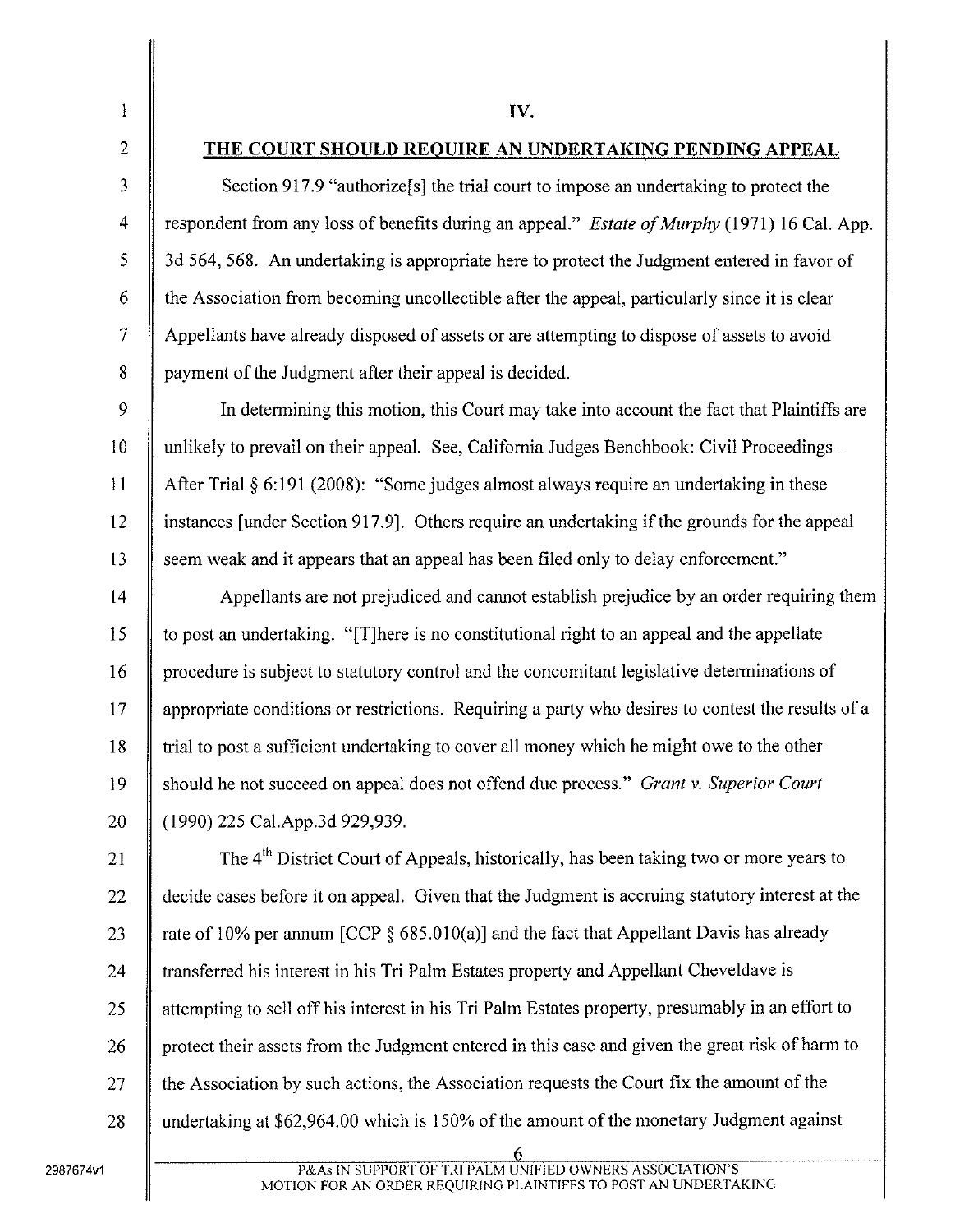## IV.

## THE COURT SHOULD REQUIRE AN UNDERTAKING PENDING APPEAL

Section 917.9 "authorize[s] the trial court to impose an undertaking to protect the respondent from any loss of benefits during an appeal." *Estate of Murphy* (1971) 16 Cal. App. 3d 564, 568. An undertaking is appropriate here to protect the Judgment entered in favor of the Association from becoming uncollectible after the appeal, particularly since it is clear Appellants have already disposed of assets or are attempting to dispose of assets to avoid payment of the Judgment after their appeal is decided.

In determining this motion, this Court may take into account the fact that Plaintiffs are unlikely to prevail on their appeal. See, California Judges Benchbook: Civil Proceedings – After Trial § 6:191 (2008): "Some judges almost always require an undertaking in these instances [under Section 917.9]. Others require an undertaking if the grounds for the appeal seem weak and it appears that an appeal has been filed only to delay enforcement."

Appellants are not prejudiced and cannot establish prejudice by an order requiring them to post an undertaking. "[T]here is no constitutional right to an appeal and the appellate procedure is subject to statutory control and the concomitant legislative determinations of appropriate conditions or restrictions. Requiring a party who desires to contest the results of a trial to post a sufficient undertaking to cover all money which he might owe to the other should he not succeed on appeal does not offend due process." *Grant v. Superior Court* (1990) 225 Cal.App.3d 929,939.

The 4th District Court of Appeals, historically, has been taking two or more years to decide cases before it on appeal. Given that the Judgment is accruing statutory interest at the rate of 10% per annum [CCP § 685.010(a)] and the fact that Appellant Davis has already transferred his interest in his Tri Palm Estates property and Appellant Cheveldave is attempting to sell off his interest in his Tri Palm Estates property, presumably in an effort to protect their assets from the Judgment entered in this case and given the great risk of harm to the Association by such actions, the Association requests the Court fix the amount of the undertaking at $62,964.00 which is 150% of the amount of the monetary Judgment against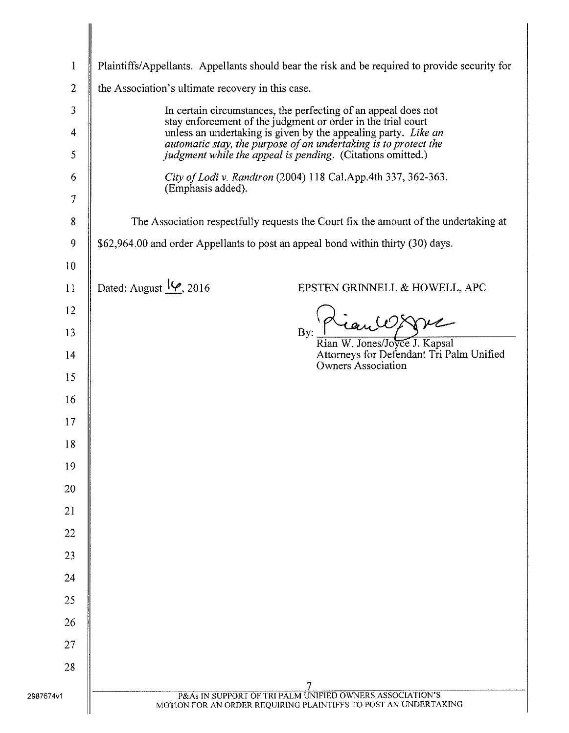Plaintiffs/Appellants. Appellants should bear the risk and be required to provide security for the Association's ultimate recovery in this case.

> In certain circumstances, the perfecting of an appeal does not stay enforcement of the judgment or order in the trial court unless an undertaking is given by the appealing party. *Like an automatic stay, the purpose of an undertaking is to protect the judgment while the appeal is pending.* (Citations omitted.)
>
> *City of Lodi v. Randtron* (2004) 118 Cal.App.4th 337, 362-363. (Emphasis added).

The Association respectfully requests the Court fix the amount of the undertaking at $62,964.00 and order Appellants to post an appeal bond within thirty (30) days.

Dated: August 16, 2016

EPSTEN GRINNELL & HOWELL, APC

By: ___________________________
Rian W. Jones/Joyce J. Kapsal
Attorneys for Defendant Tri Palm Unified Owners Association

P&As IN SUPPORT OF TRI PALM UNIFIED OWNERS ASSOCIATION'S MOTION FOR AN ORDER REQUIRING PLAINTIFFS TO POST AN UNDERTAKING